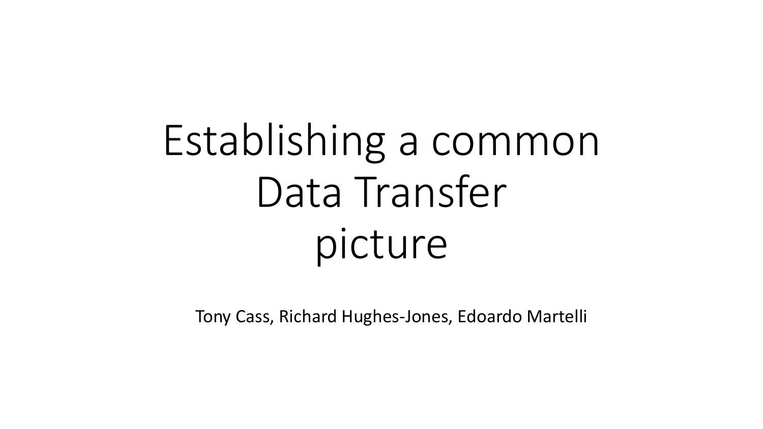# Establishing a common Data Transfer picture

Tony Cass, Richard Hughes-Jones, Edoardo Martelli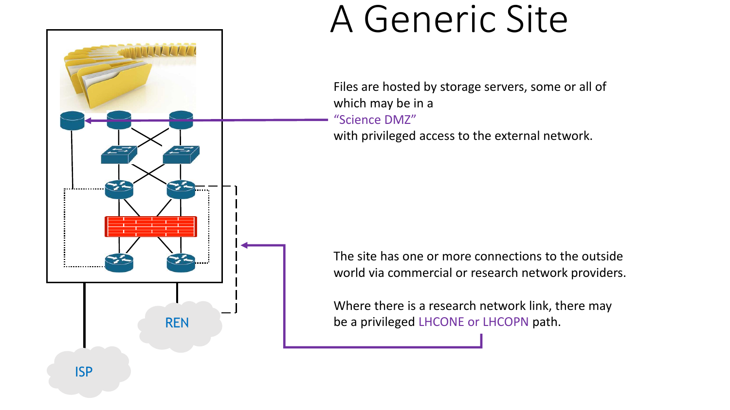# A Generic Site

Files are hosted by storage servers, some or all of which may be in a "Science DMZ" with privileged access to the external network.

The site has one or more connections to the outside world via commercial or research network providers.

Where there is a research network link, there may be a privileged LHCONE or LHCOPN path.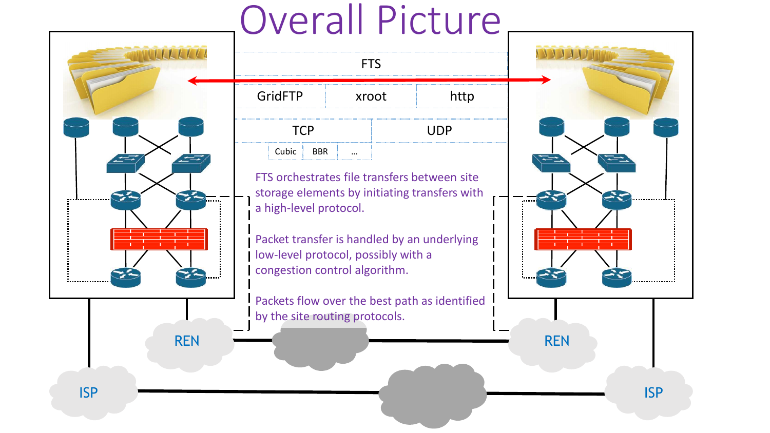# Overall Picture

| FTS | | |
|---|---|---|
| GridFTP | xroot | http |

| TCP | | | UDP |
|---|---|---|---|
| Cubic | BBR | ... | |

FTS orchestrates file transfers between site storage elements by initiating transfers with a high-level protocol.

Packet transfer is handled by an underlying low-level protocol, possibly with a congestion control algorithm.

Packets flow over the best path as identified by the site routing protocols.

REN

REN

ISP

ISP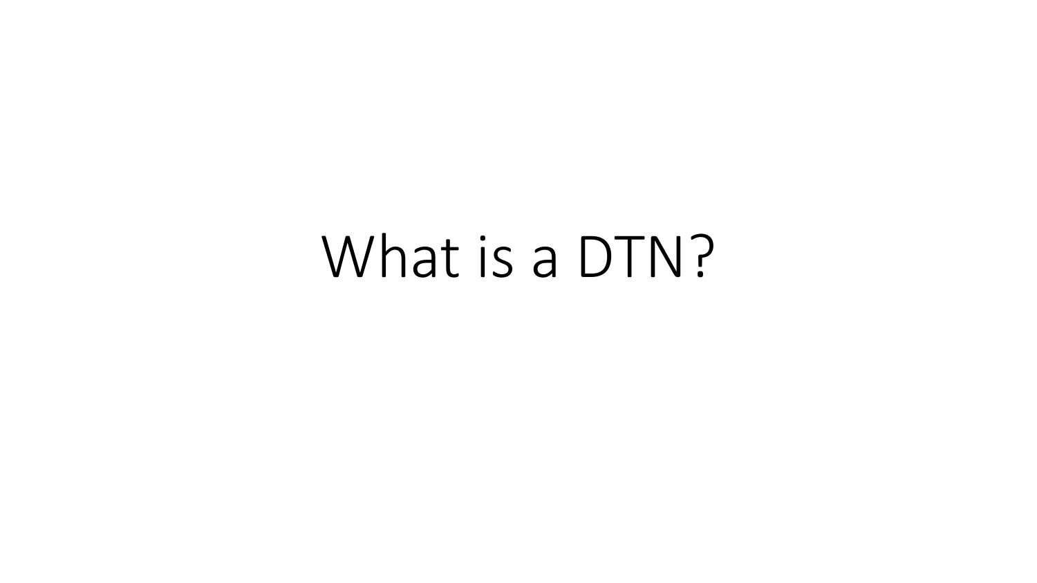# What is a DTN?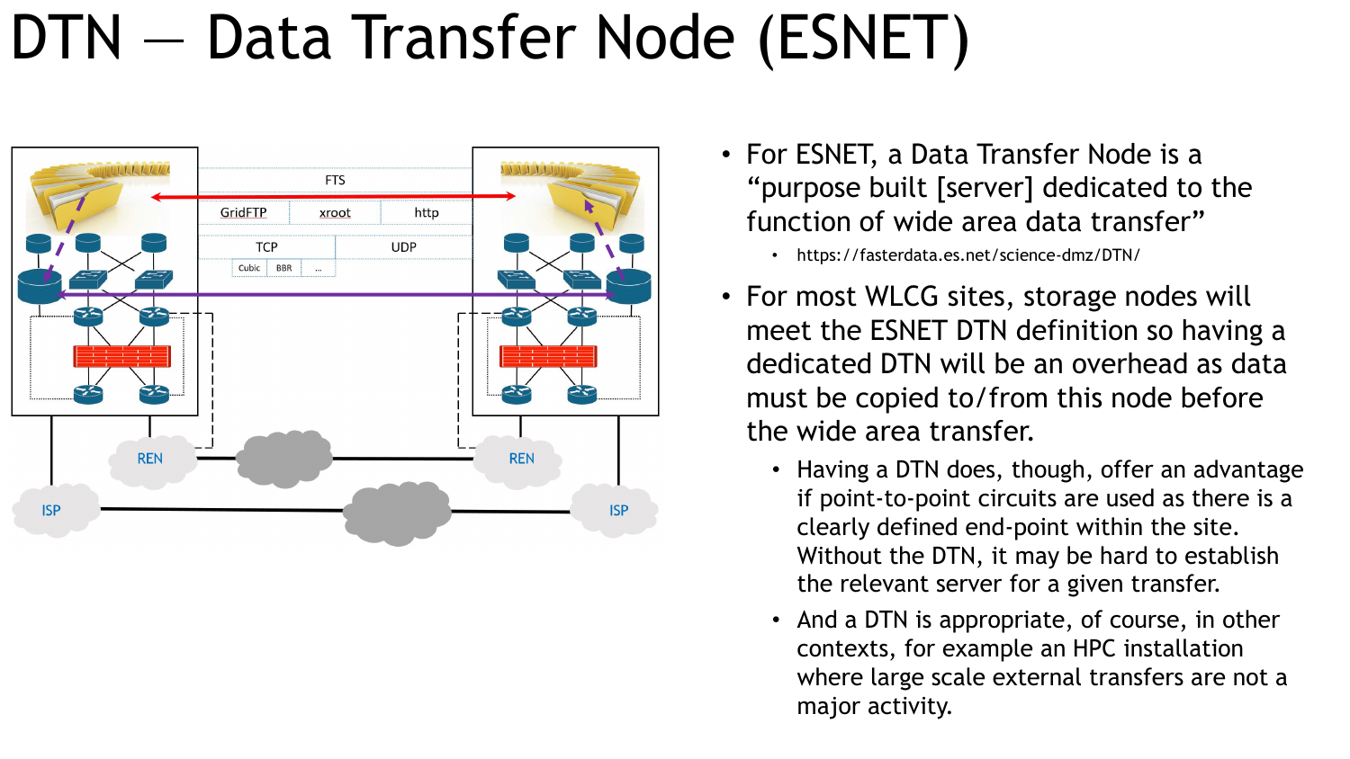# DTN — Data Transfer Node (ESNET)

- For ESNET, a Data Transfer Node is a "purpose built [server] dedicated to the function of wide area data transfer"
  - https://fasterdata.es.net/science-dmz/DTN/
- For most WLCG sites, storage nodes will meet the ESNET DTN definition so having a dedicated DTN will be an overhead as data must be copied to/from this node before the wide area transfer.
  - Having a DTN does, though, offer an advantage if point-to-point circuits are used as there is a clearly defined end-point within the site. Without the DTN, it may be hard to establish the relevant server for a given transfer.
  - And a DTN is appropriate, of course, in other contexts, for example an HPC installation where large scale external transfers are not a major activity.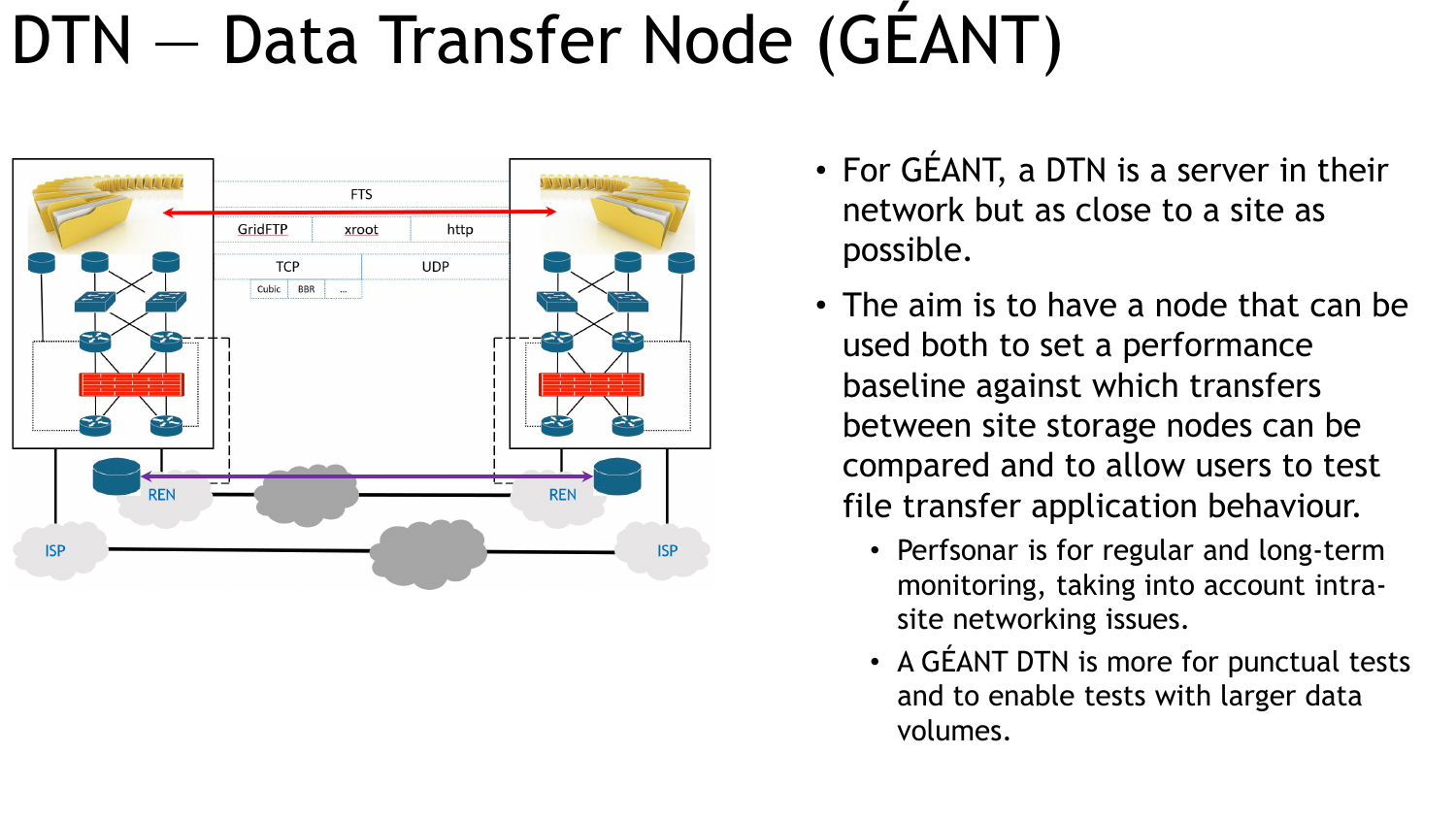# DTN — Data Transfer Node (GÉANT)

- For GÉANT, a DTN is a server in their network but as close to a site as possible.
- The aim is to have a node that can be used both to set a performance baseline against which transfers between site storage nodes can be compared and to allow users to test file transfer application behaviour.
  - Perfsonar is for regular and long-term monitoring, taking into account intra-site networking issues.
  - A GÉANT DTN is more for punctual tests and to enable tests with larger data volumes.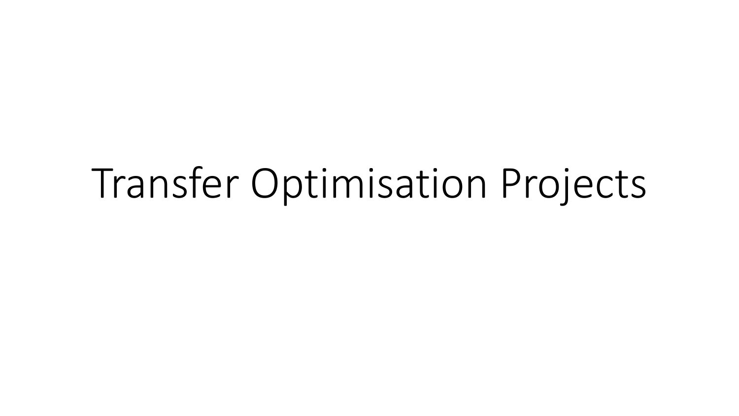# Transfer Optimisation Projects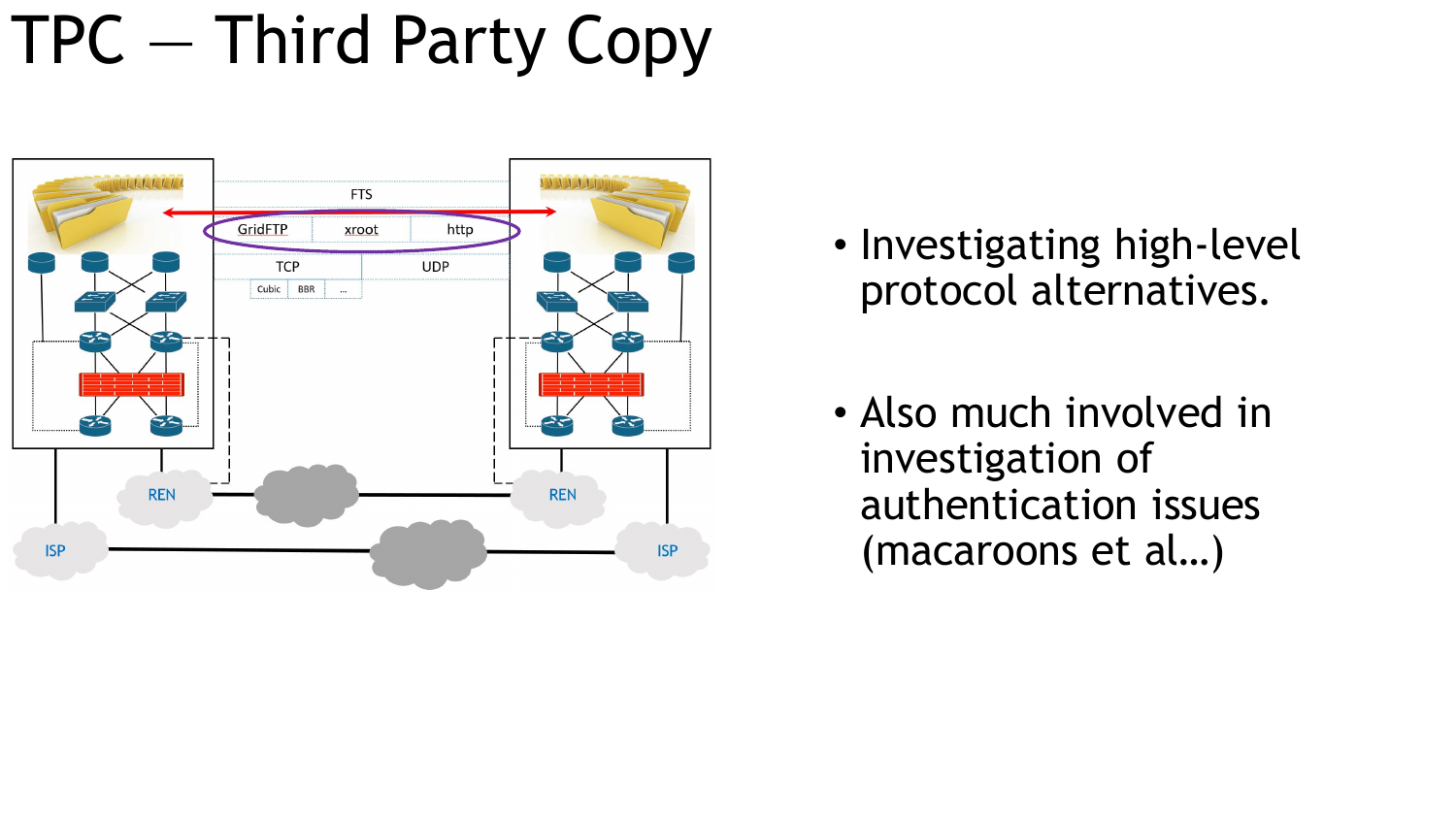# TPC – Third Party Copy

- Investigating high-level protocol alternatives.
- Also much involved in investigation of authentication issues (macaroons et al…)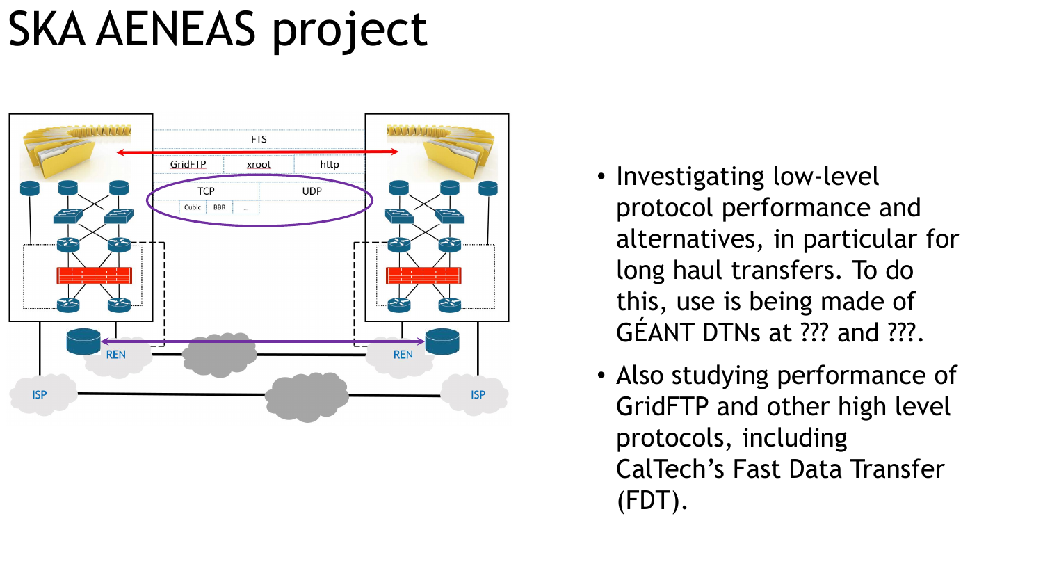# SKA AENEAS project

- Investigating low-level protocol performance and alternatives, in particular for long haul transfers. To do this, use is being made of GÉANT DTNs at ??? and ???.
- Also studying performance of GridFTP and other high level protocols, including CalTech's Fast Data Transfer (FDT).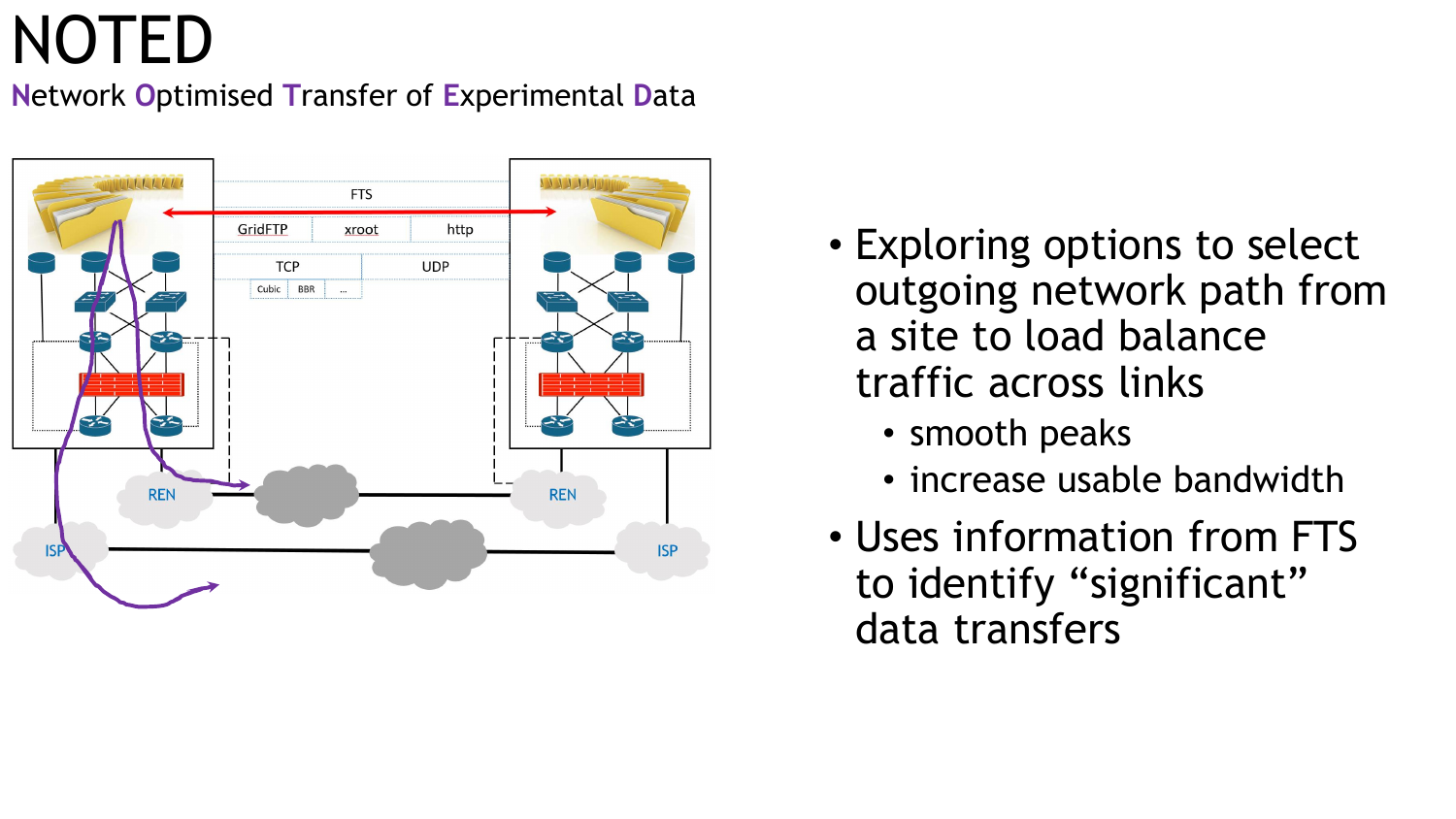# NOTED

Network Optimised Transfer of Experimental Data

- Exploring options to select outgoing network path from a site to load balance traffic across links
  - smooth peaks
  - increase usable bandwidth
- Uses information from FTS to identify “significant” data transfers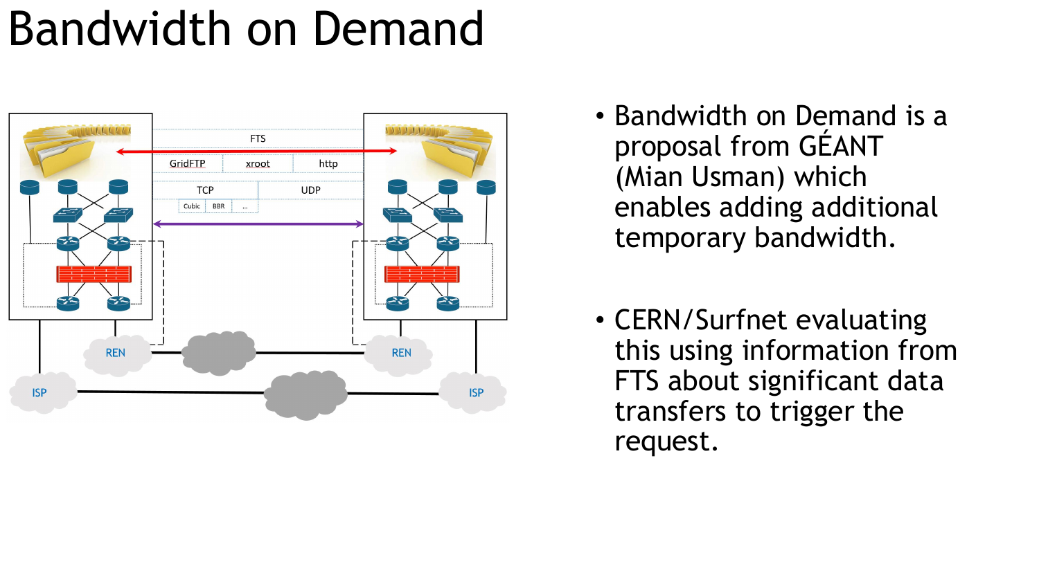# Bandwidth on Demand

- Bandwidth on Demand is a proposal from GÉANT (Mian Usman) which enables adding additional temporary bandwidth.
- CERN/Surfnet evaluating this using information from FTS about significant data transfers to trigger the request.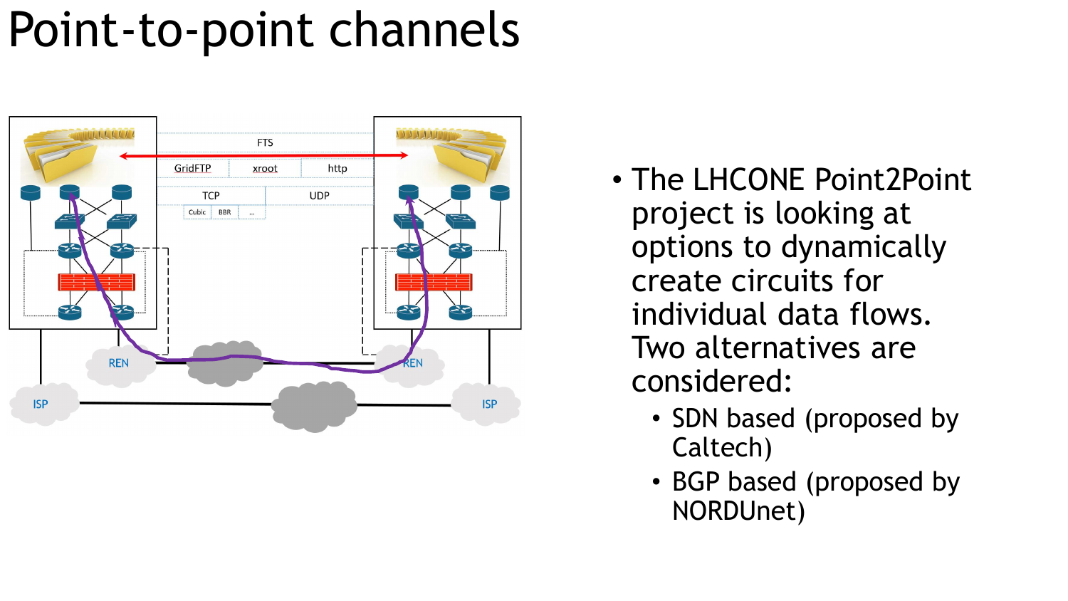# Point-to-point channels

- The LHCONE Point2Point project is looking at options to dynamically create circuits for individual data flows. Two alternatives are considered:
  - SDN based (proposed by Caltech)
  - BGP based (proposed by NORDUnet)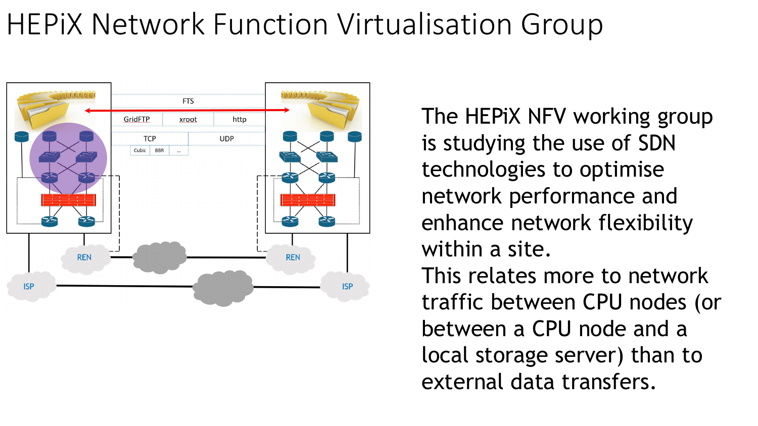# HEPiX Network Function Virtualisation Group

The HEPiX NFV working group is studying the use of SDN technologies to optimise network performance and enhance network flexibility within a site.

This relates more to network traffic between CPU nodes (or between a CPU node and a local storage server) than to external data transfers.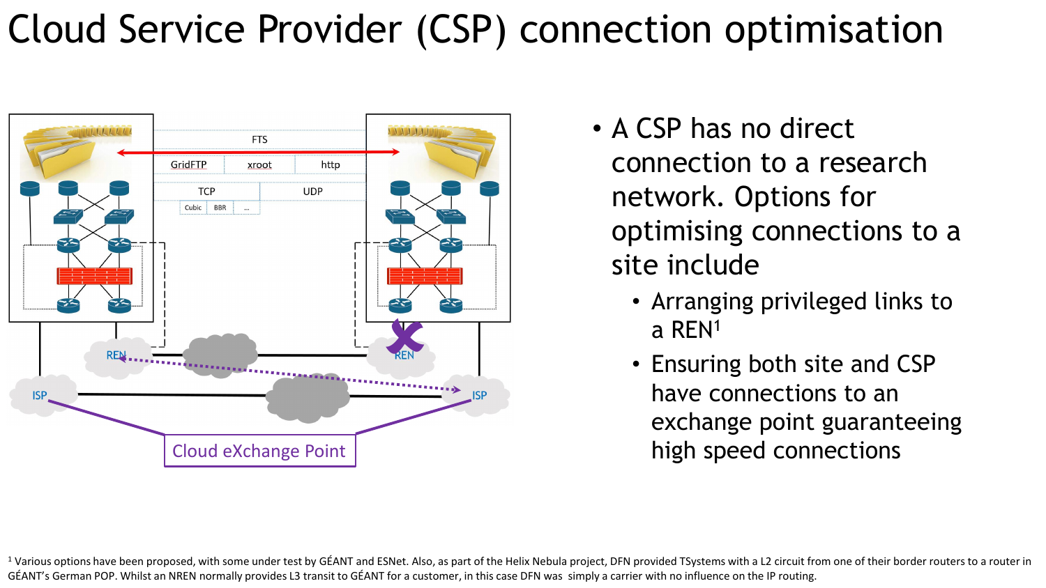# Cloud Service Provider (CSP) connection optimisation

FTS

GridFTP xroot http

TCP UDP

Cubic BBR ...

REN

REN

ISP

ISP

Cloud eXchange Point

- A CSP has no direct connection to a research network. Options for optimising connections to a site include
  - Arranging privileged links to a REN[1]
  - Ensuring both site and CSP have connections to an exchange point guaranteeing high speed connections

[1] Various options have been proposed, with some under test by GÉANT and ESNet. Also, as part of the Helix Nebula project, DFN provided TSystems with a L2 circuit from one of their border routers to a router in GÉANT's German POP. Whilst an NREN normally provides L3 transit to GÉANT for a customer, in this case DFN was simply a carrier with no influence on the IP routing.